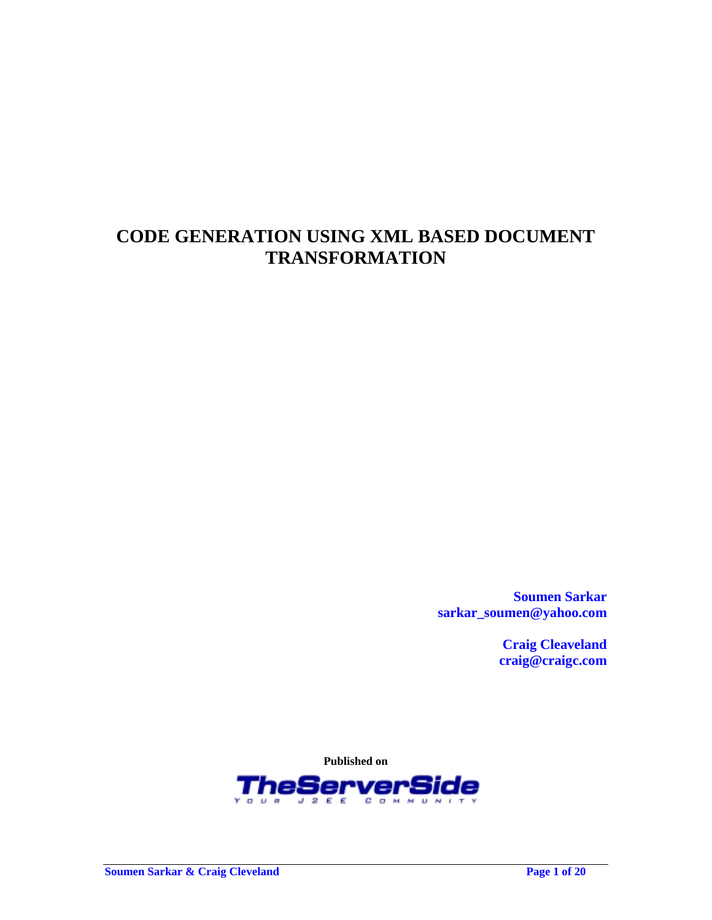# CODE GENERATION USING XML BASED DOCUMENT TRANSFORMATION

**Soumen Sarkar**
**sarkar_soumen@yahoo.com**

**Craig Cleaveland**
**craig@craigc.com**

**Published on**

**TheServerSide**
YOUR J2EE COMMUNITY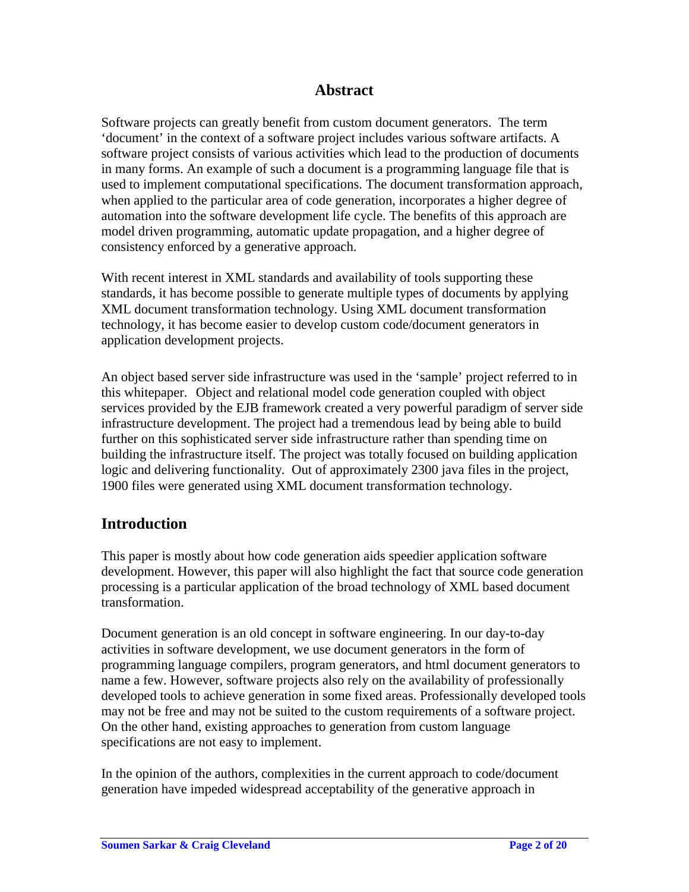## Abstract

Software projects can greatly benefit from custom document generators. The term 'document' in the context of a software project includes various software artifacts. A software project consists of various activities which lead to the production of documents in many forms. An example of such a document is a programming language file that is used to implement computational specifications. The document transformation approach, when applied to the particular area of code generation, incorporates a higher degree of automation into the software development life cycle. The benefits of this approach are model driven programming, automatic update propagation, and a higher degree of consistency enforced by a generative approach.

With recent interest in XML standards and availability of tools supporting these standards, it has become possible to generate multiple types of documents by applying XML document transformation technology. Using XML document transformation technology, it has become easier to develop custom code/document generators in application development projects.

An object based server side infrastructure was used in the 'sample' project referred to in this whitepaper. Object and relational model code generation coupled with object services provided by the EJB framework created a very powerful paradigm of server side infrastructure development. The project had a tremendous lead by being able to build further on this sophisticated server side infrastructure rather than spending time on building the infrastructure itself. The project was totally focused on building application logic and delivering functionality. Out of approximately 2300 java files in the project, 1900 files were generated using XML document transformation technology.

## Introduction

This paper is mostly about how code generation aids speedier application software development. However, this paper will also highlight the fact that source code generation processing is a particular application of the broad technology of XML based document transformation.

Document generation is an old concept in software engineering. In our day-to-day activities in software development, we use document generators in the form of programming language compilers, program generators, and html document generators to name a few. However, software projects also rely on the availability of professionally developed tools to achieve generation in some fixed areas. Professionally developed tools may not be free and may not be suited to the custom requirements of a software project. On the other hand, existing approaches to generation from custom language specifications are not easy to implement.

In the opinion of the authors, complexities in the current approach to code/document generation have impeded widespread acceptability of the generative approach in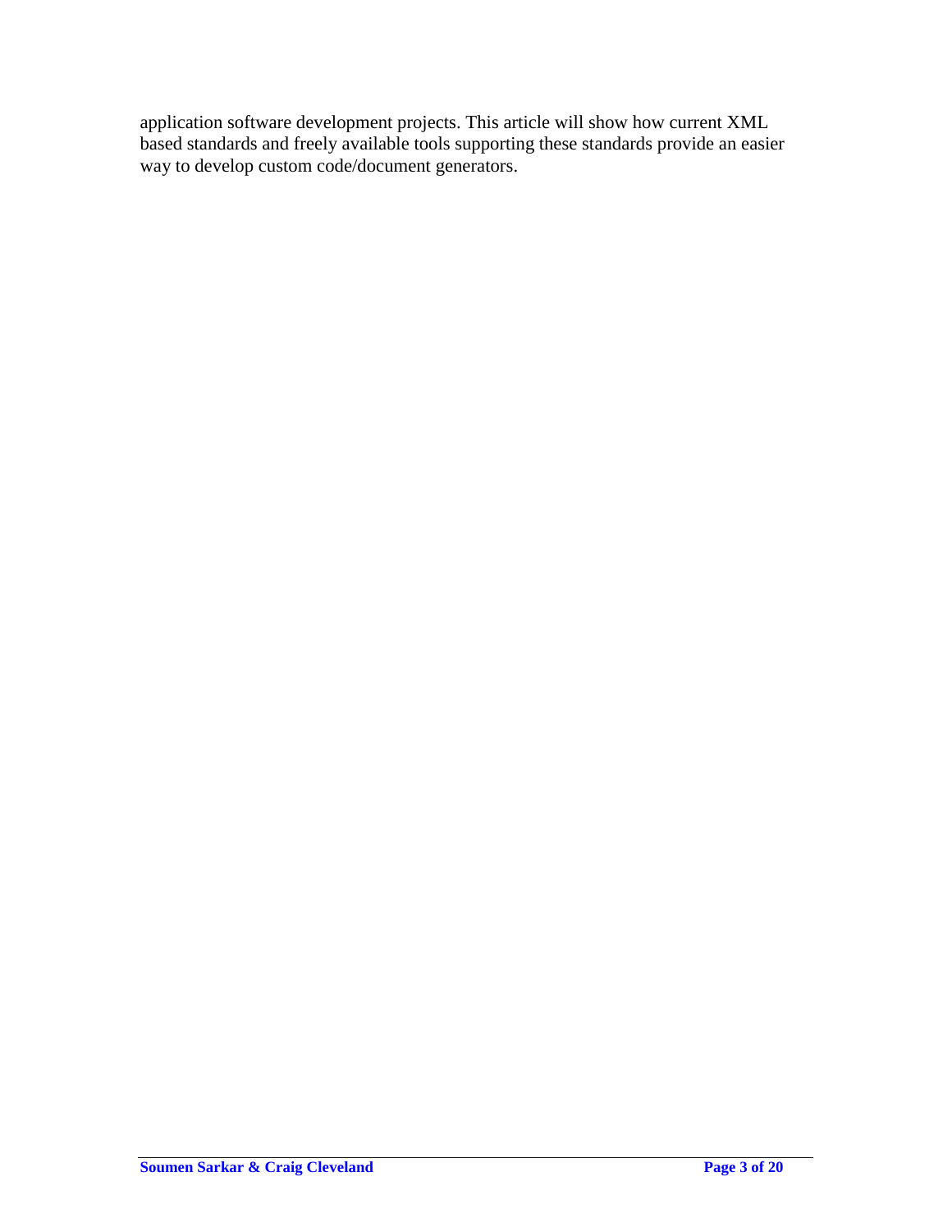application software development projects. This article will show how current XML based standards and freely available tools supporting these standards provide an easier way to develop custom code/document generators.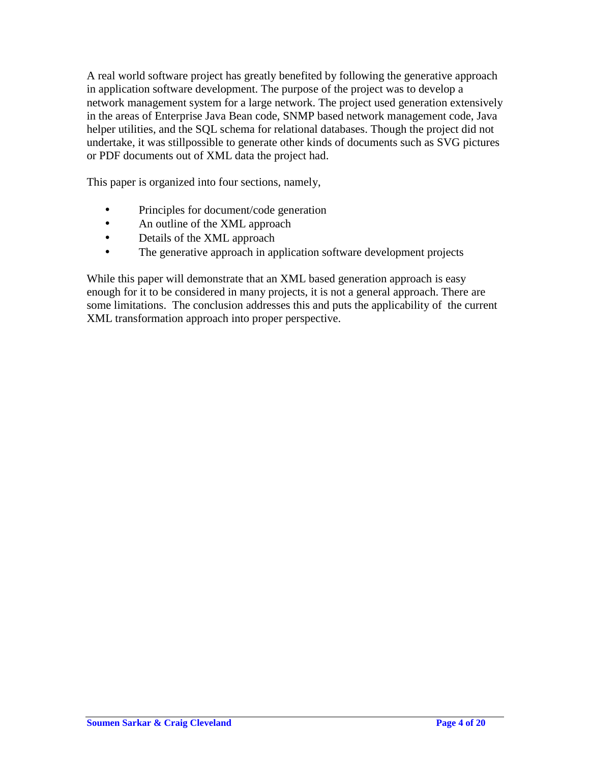A real world software project has greatly benefited by following the generative approach in application software development. The purpose of the project was to develop a network management system for a large network. The project used generation extensively in the areas of Enterprise Java Bean code, SNMP based network management code, Java helper utilities, and the SQL schema for relational databases. Though the project did not undertake, it was stillpossible to generate other kinds of documents such as SVG pictures or PDF documents out of XML data the project had.

This paper is organized into four sections, namely,

- Principles for document/code generation
- An outline of the XML approach
- Details of the XML approach
- The generative approach in application software development projects

While this paper will demonstrate that an XML based generation approach is easy enough for it to be considered in many projects, it is not a general approach. There are some limitations. The conclusion addresses this and puts the applicability of the current XML transformation approach into proper perspective.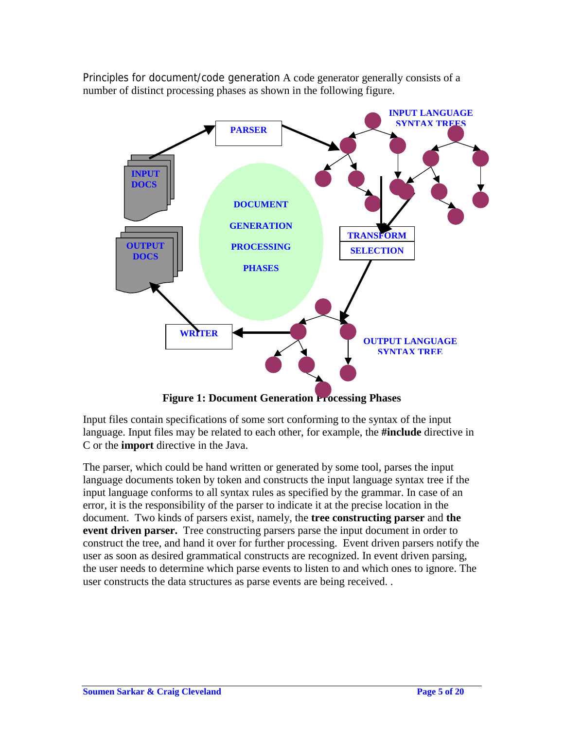Principles for document/code generation A code generator generally consists of a number of distinct processing phases as shown in the following figure.

**Figure 1: Document Generation Processing Phases**

Input files contain specifications of some sort conforming to the syntax of the input language. Input files may be related to each other, for example, the **#include** directive in C or the **import** directive in the Java.

The parser, which could be hand written or generated by some tool, parses the input language documents token by token and constructs the input language syntax tree if the input language conforms to all syntax rules as specified by the grammar. In case of an error, it is the responsibility of the parser to indicate it at the precise location in the document. Two kinds of parsers exist, namely, the **tree constructing parser** and **the event driven parser.** Tree constructing parsers parse the input document in order to construct the tree, and hand it over for further processing. Event driven parsers notify the user as soon as desired grammatical constructs are recognized. In event driven parsing, the user needs to determine which parse events to listen to and which ones to ignore. The user constructs the data structures as parse events are being received. .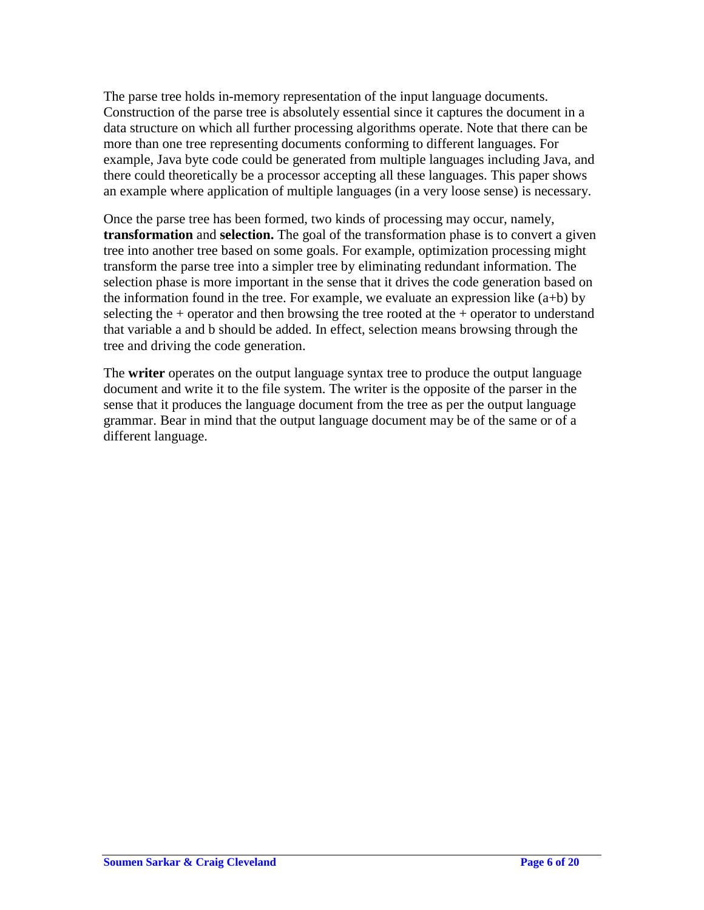The parse tree holds in-memory representation of the input language documents. Construction of the parse tree is absolutely essential since it captures the document in a data structure on which all further processing algorithms operate. Note that there can be more than one tree representing documents conforming to different languages. For example, Java byte code could be generated from multiple languages including Java, and there could theoretically be a processor accepting all these languages. This paper shows an example where application of multiple languages (in a very loose sense) is necessary.

Once the parse tree has been formed, two kinds of processing may occur, namely, **transformation** and **selection.** The goal of the transformation phase is to convert a given tree into another tree based on some goals. For example, optimization processing might transform the parse tree into a simpler tree by eliminating redundant information. The selection phase is more important in the sense that it drives the code generation based on the information found in the tree. For example, we evaluate an expression like (a+b) by selecting the + operator and then browsing the tree rooted at the + operator to understand that variable a and b should be added. In effect, selection means browsing through the tree and driving the code generation.

The **writer** operates on the output language syntax tree to produce the output language document and write it to the file system. The writer is the opposite of the parser in the sense that it produces the language document from the tree as per the output language grammar. Bear in mind that the output language document may be of the same or of a different language.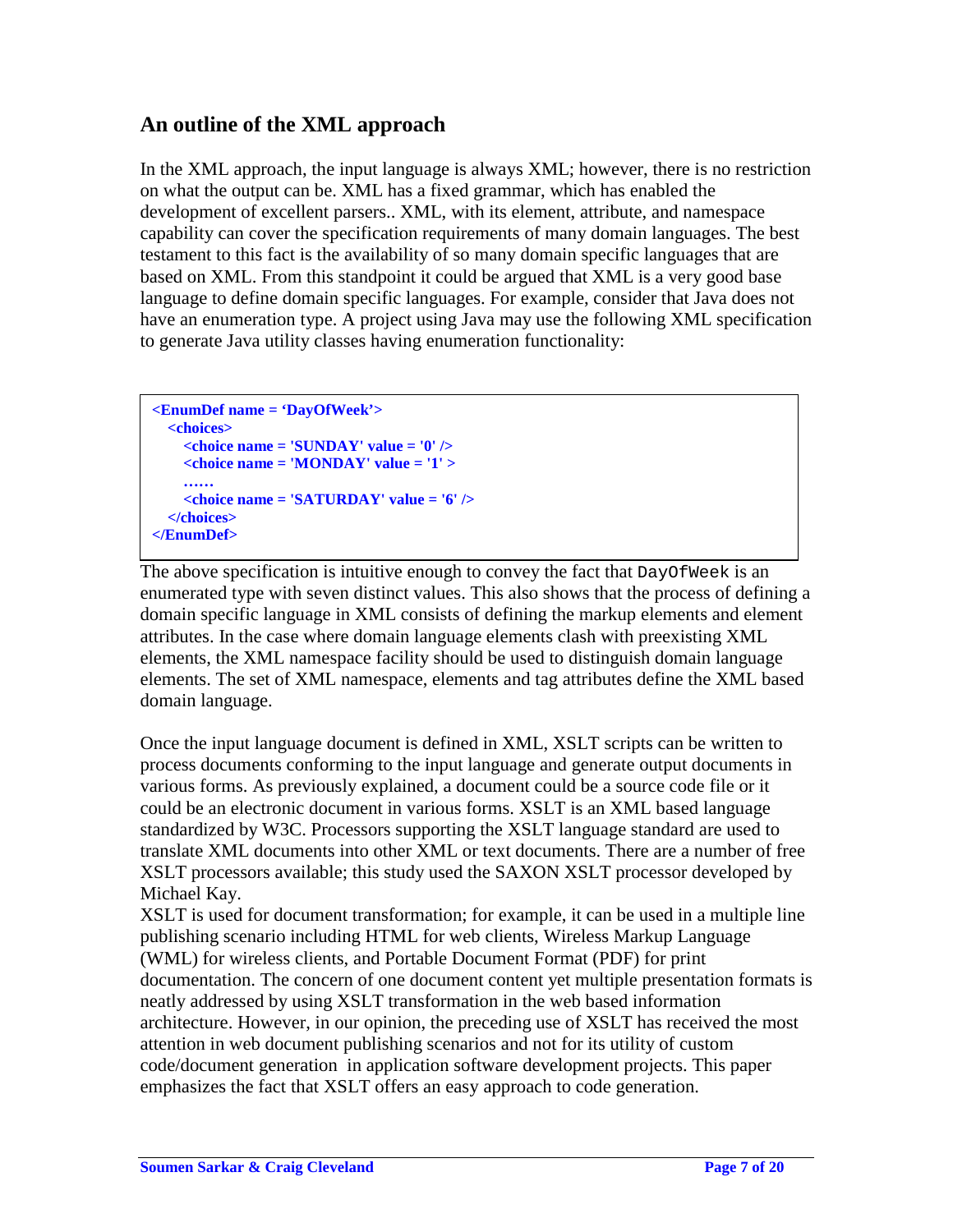## An outline of the XML approach

In the XML approach, the input language is always XML; however, there is no restriction on what the output can be. XML has a fixed grammar, which has enabled the development of excellent parsers.. XML, with its element, attribute, and namespace capability can cover the specification requirements of many domain languages. The best testament to this fact is the availability of so many domain specific languages that are based on XML. From this standpoint it could be argued that XML is a very good base language to define domain specific languages. For example, consider that Java does not have an enumeration type. A project using Java may use the following XML specification to generate Java utility classes having enumeration functionality:

```
<EnumDef name = ‘DayOfWeek’>
  <choices>
    <choice name = 'SUNDAY' value = '0' />
    <choice name = 'MONDAY' value = '1' >
    ……
    <choice name = 'SATURDAY' value = '6' />
  </choices>
</EnumDef>
```

The above specification is intuitive enough to convey the fact that `DayOfWeek` is an enumerated type with seven distinct values. This also shows that the process of defining a domain specific language in XML consists of defining the markup elements and element attributes. In the case where domain language elements clash with preexisting XML elements, the XML namespace facility should be used to distinguish domain language elements. The set of XML namespace, elements and tag attributes define the XML based domain language.

Once the input language document is defined in XML, XSLT scripts can be written to process documents conforming to the input language and generate output documents in various forms. As previously explained, a document could be a source code file or it could be an electronic document in various forms. XSLT is an XML based language standardized by W3C. Processors supporting the XSLT language standard are used to translate XML documents into other XML or text documents. There are a number of free XSLT processors available; this study used the SAXON XSLT processor developed by Michael Kay.

XSLT is used for document transformation; for example, it can be used in a multiple line publishing scenario including HTML for web clients, Wireless Markup Language (WML) for wireless clients, and Portable Document Format (PDF) for print documentation. The concern of one document content yet multiple presentation formats is neatly addressed by using XSLT transformation in the web based information architecture. However, in our opinion, the preceding use of XSLT has received the most attention in web document publishing scenarios and not for its utility of custom code/document generation in application software development projects. This paper emphasizes the fact that XSLT offers an easy approach to code generation.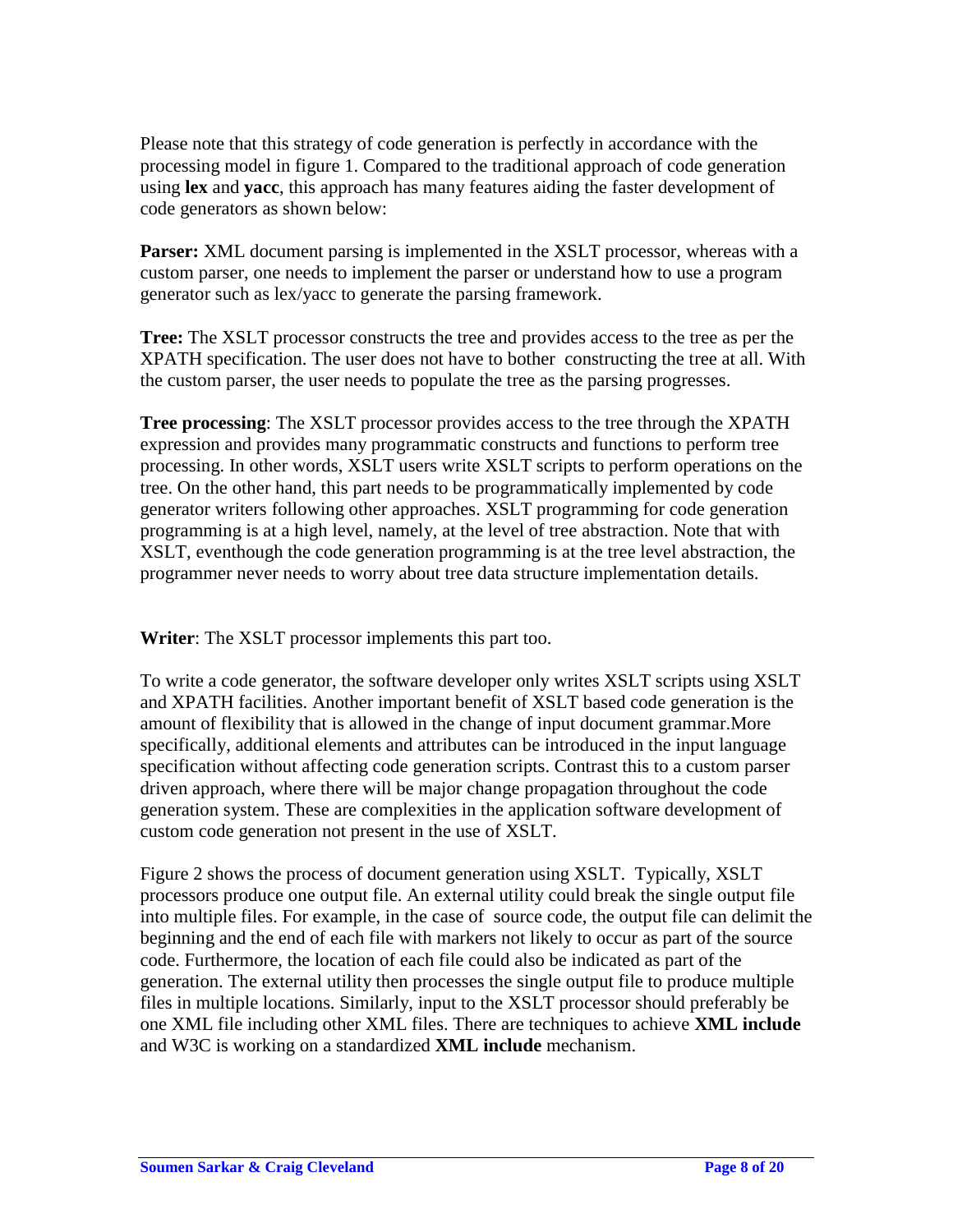Please note that this strategy of code generation is perfectly in accordance with the processing model in figure 1. Compared to the traditional approach of code generation using **lex** and **yacc**, this approach has many features aiding the faster development of code generators as shown below:

**Parser:** XML document parsing is implemented in the XSLT processor, whereas with a custom parser, one needs to implement the parser or understand how to use a program generator such as lex/yacc to generate the parsing framework.

**Tree:** The XSLT processor constructs the tree and provides access to the tree as per the XPATH specification. The user does not have to bother constructing the tree at all. With the custom parser, the user needs to populate the tree as the parsing progresses.

**Tree processing**: The XSLT processor provides access to the tree through the XPATH expression and provides many programmatic constructs and functions to perform tree processing. In other words, XSLT users write XSLT scripts to perform operations on the tree. On the other hand, this part needs to be programmatically implemented by code generator writers following other approaches. XSLT programming for code generation programming is at a high level, namely, at the level of tree abstraction. Note that with XSLT, eventhough the code generation programming is at the tree level abstraction, the programmer never needs to worry about tree data structure implementation details.

**Writer**: The XSLT processor implements this part too.

To write a code generator, the software developer only writes XSLT scripts using XSLT and XPATH facilities. Another important benefit of XSLT based code generation is the amount of flexibility that is allowed in the change of input document grammar.More specifically, additional elements and attributes can be introduced in the input language specification without affecting code generation scripts. Contrast this to a custom parser driven approach, where there will be major change propagation throughout the code generation system. These are complexities in the application software development of custom code generation not present in the use of XSLT.

Figure 2 shows the process of document generation using XSLT. Typically, XSLT processors produce one output file. An external utility could break the single output file into multiple files. For example, in the case of source code, the output file can delimit the beginning and the end of each file with markers not likely to occur as part of the source code. Furthermore, the location of each file could also be indicated as part of the generation. The external utility then processes the single output file to produce multiple files in multiple locations. Similarly, input to the XSLT processor should preferably be one XML file including other XML files. There are techniques to achieve **XML include** and W3C is working on a standardized **XML include** mechanism.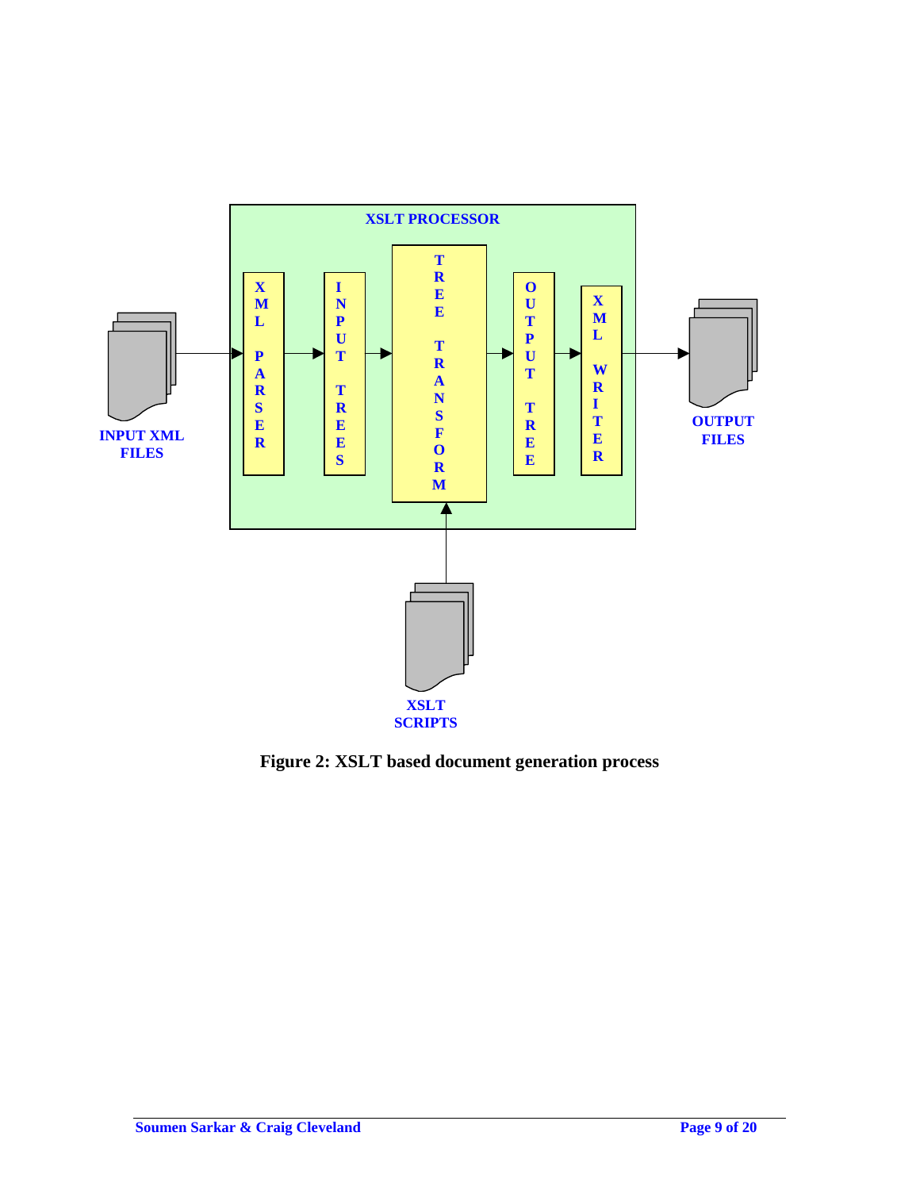**Figure 2: XSLT based document generation process**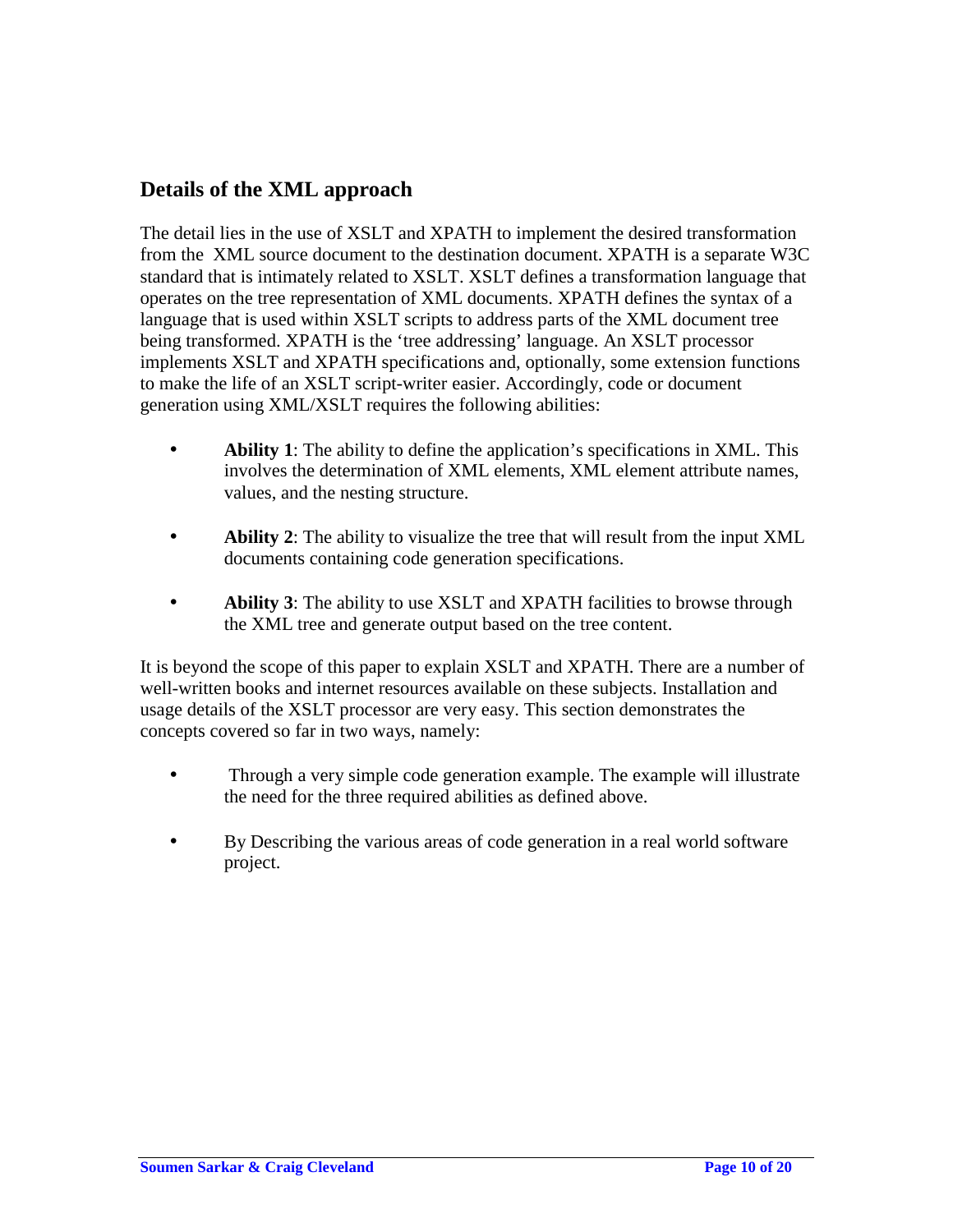## Details of the XML approach

The detail lies in the use of XSLT and XPATH to implement the desired transformation from the XML source document to the destination document. XPATH is a separate W3C standard that is intimately related to XSLT. XSLT defines a transformation language that operates on the tree representation of XML documents. XPATH defines the syntax of a language that is used within XSLT scripts to address parts of the XML document tree being transformed. XPATH is the 'tree addressing' language. An XSLT processor implements XSLT and XPATH specifications and, optionally, some extension functions to make the life of an XSLT script-writer easier. Accordingly, code or document generation using XML/XSLT requires the following abilities:

- **Ability 1**: The ability to define the application's specifications in XML. This involves the determination of XML elements, XML element attribute names, values, and the nesting structure.
- **Ability 2**: The ability to visualize the tree that will result from the input XML documents containing code generation specifications.
- **Ability 3**: The ability to use XSLT and XPATH facilities to browse through the XML tree and generate output based on the tree content.

It is beyond the scope of this paper to explain XSLT and XPATH. There are a number of well-written books and internet resources available on these subjects. Installation and usage details of the XSLT processor are very easy. This section demonstrates the concepts covered so far in two ways, namely:

- Through a very simple code generation example. The example will illustrate the need for the three required abilities as defined above.
- By Describing the various areas of code generation in a real world software project.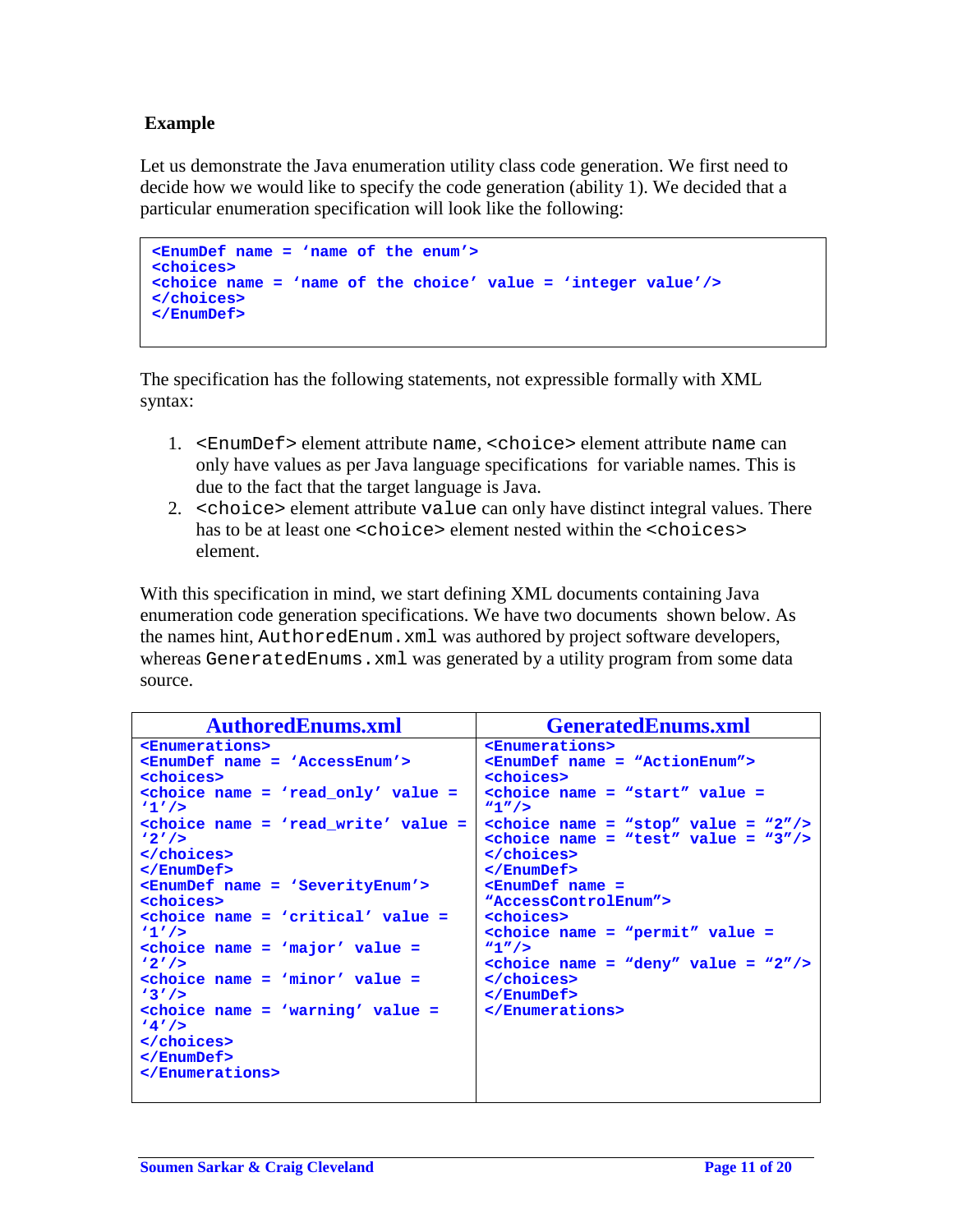**Example**

Let us demonstrate the Java enumeration utility class code generation. We first need to decide how we would like to specify the code generation (ability 1). We decided that a particular enumeration specification will look like the following:

```
<EnumDef name = 'name of the enum'>
<choices>
<choice name = 'name of the choice' value = 'integer value'/>
</choices>
</EnumDef>
```

The specification has the following statements, not expressible formally with XML syntax:

1. `<EnumDef>` element attribute `name`, `<choice>` element attribute `name` can only have values as per Java language specifications for variable names. This is due to the fact that the target language is Java.
2. `<choice>` element attribute `value` can only have distinct integral values. There has to be at least one `<choice>` element nested within the `<choices>` element.

With this specification in mind, we start defining XML documents containing Java enumeration code generation specifications. We have two documents shown below. As the names hint, `AuthoredEnum.xml` was authored by project software developers, whereas `GeneratedEnums.xml` was generated by a utility program from some data source.

**AuthoredEnums.xml**

```
<Enumerations>
<EnumDef name = 'AccessEnum'>
<choices>
<choice name = 'read_only' value =
'1'/>
<choice name = 'read_write' value =
'2'/>
</choices>
</EnumDef>
<EnumDef name = 'SeverityEnum'>
<choices>
<choice name = 'critical' value =
'1'/>
<choice name = 'major' value =
'2'/>
<choice name = 'minor' value =
'3'/>
<choice name = 'warning' value =
'4'/>
</choices>
</EnumDef>
</Enumerations>
```

**GeneratedEnums.xml**

```
<Enumerations>
<EnumDef name = "ActionEnum">
<choices>
<choice name = "start" value =
"1"/>
<choice name = "stop" value = "2"/>
<choice name = "test" value = "3"/>
</choices>
</EnumDef>
<EnumDef name =
"AccessControlEnum">
<choices>
<choice name = "permit" value =
"1"/>
<choice name = "deny" value = "2"/>
</choices>
</EnumDef>
</Enumerations>
```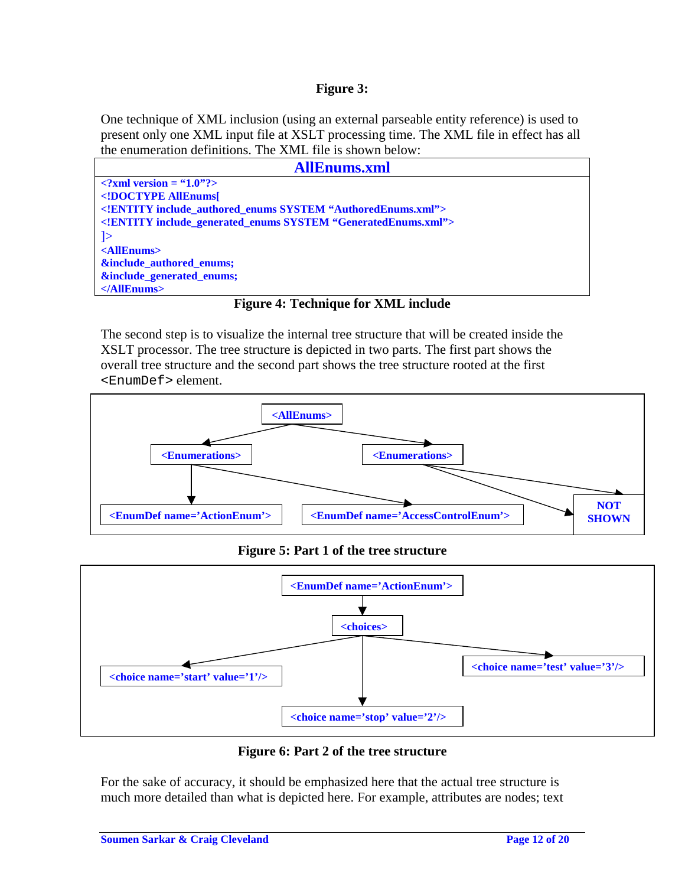**Figure 3:**

One technique of XML inclusion (using an external parseable entity reference) is used to present only one XML input file at XSLT processing time. The XML file in effect has all the enumeration definitions. The XML file is shown below:

**AllEnums.xml**

```
<?xml version = "1.0"?>
<!DOCTYPE AllEnums[
<!ENTITY include_authored_enums SYSTEM "AuthoredEnums.xml">
<!ENTITY include_generated_enums SYSTEM "GeneratedEnums.xml">
]>
<AllEnums>
&include_authored_enums;
&include_generated_enums;
</AllEnums>
```

**Figure 4: Technique for XML include**

The second step is to visualize the internal tree structure that will be created inside the XSLT processor. The tree structure is depicted in two parts. The first part shows the overall tree structure and the second part shows the tree structure rooted at the first `<EnumDef>` element.

```
<AllEnums>
├── <Enumerations>
│   ├── <EnumDef name='ActionEnum'>
│   └── <EnumDef name='AccessControlEnum'>
└── <Enumerations>
    └── NOT SHOWN
```

**Figure 5: Part 1 of the tree structure**

```
<EnumDef name='ActionEnum'>
└── <choices>
    ├── <choice name='start' value='1'/>
    ├── <choice name='stop' value='2'/>
    └── <choice name='test' value='3'/>
```

**Figure 6: Part 2 of the tree structure**

For the sake of accuracy, it should be emphasized here that the actual tree structure is much more detailed than what is depicted here. For example, attributes are nodes; text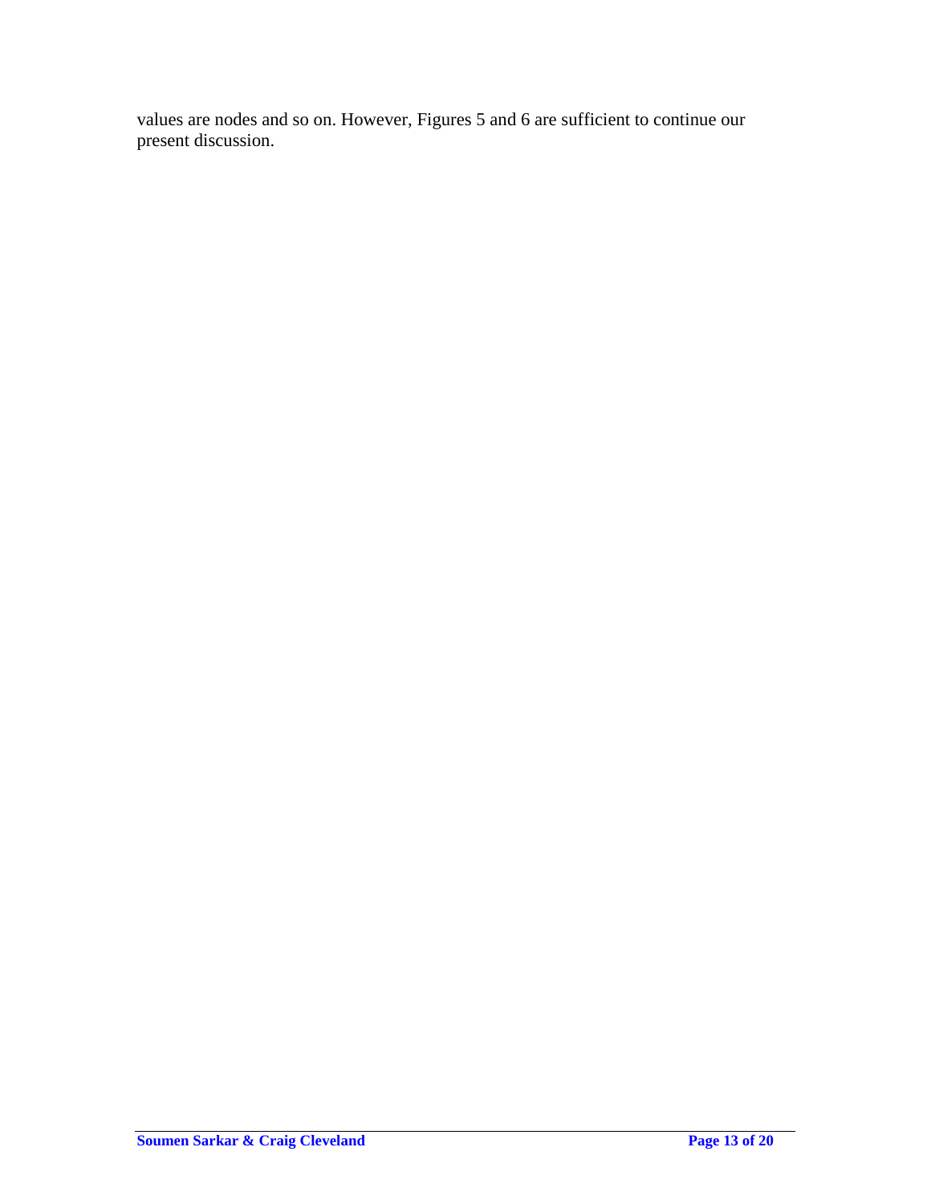values are nodes and so on. However, Figures 5 and 6 are sufficient to continue our present discussion.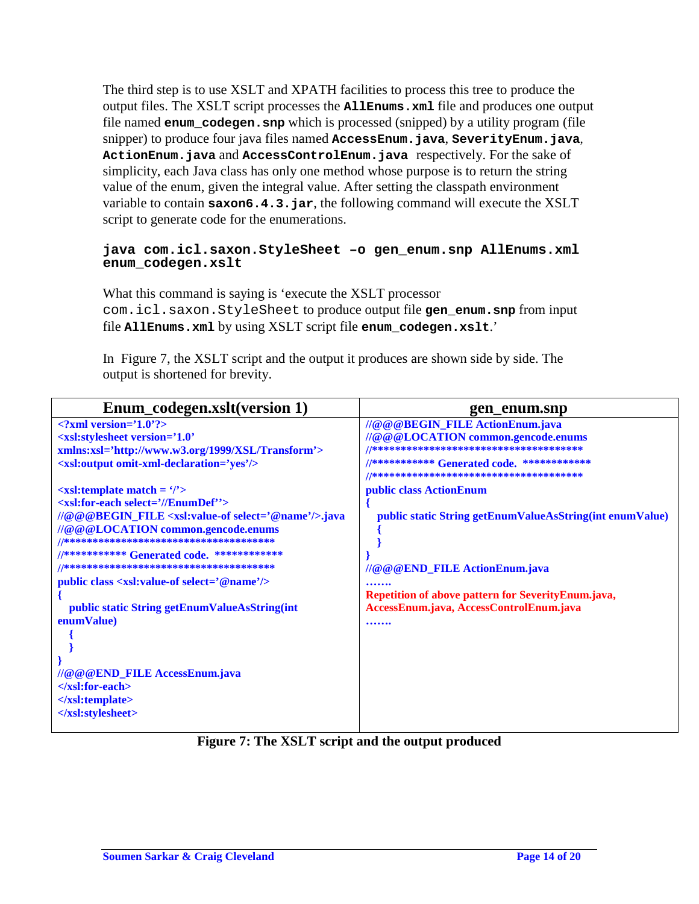The third step is to use XSLT and XPATH facilities to process this tree to produce the output files. The XSLT script processes the **AllEnums.xml** file and produces one output file named **enum_codegen.snp** which is processed (snipped) by a utility program (file snipper) to produce four java files named **AccessEnum.java**, **SeverityEnum.java**, **ActionEnum.java** and **AccessControlEnum.java** respectively. For the sake of simplicity, each Java class has only one method whose purpose is to return the string value of the enum, given the integral value. After setting the classpath environment variable to contain **saxon6.4.3.jar**, the following command will execute the XSLT script to generate code for the enumerations.

```
java com.icl.saxon.StyleSheet –o gen_enum.snp AllEnums.xml
enum_codegen.xslt
```

What this command is saying is 'execute the XSLT processor `com.icl.saxon.StyleSheet` to produce output file **gen_enum.snp** from input file **AllEnums.xml** by using XSLT script file **enum_codegen.xslt**.'

In Figure 7, the XSLT script and the output it produces are shown side by side. The output is shortened for brevity.

**Enum_codegen.xslt(version 1)**

```
<?xml version='1.0'?>
<xsl:stylesheet version='1.0'
xmlns:xsl='http://www.w3.org/1999/XSL/Transform'>
<xsl:output omit-xml-declaration='yes'/>

<xsl:template match = '/'>
<xsl:for-each select='//EnumDef''>
//@@@BEGIN_FILE <xsl:value-of select='@name'/>.java
//@@@LOCATION common.gencode.enums
//*************************************
//*********** Generated code.  ************
//*************************************
public class <xsl:value-of select='@name'/>
{
   public static String getEnumValueAsString(int
enumValue)
   {
   }
}
//@@@END_FILE AccessEnum.java
</xsl:for-each>
</xsl:template>
</xsl:stylesheet>
```

**gen_enum.snp**

```
//@@@BEGIN_FILE ActionEnum.java
//@@@LOCATION common.gencode.enums
//*************************************
//*********** Generated code.  ************
//*************************************
public class ActionEnum
{
   public static String getEnumValueAsString(int enumValue)
   {
   }
}
//@@@END_FILE ActionEnum.java
…….
Repetition of above pattern for SeverityEnum.java,
AccessEnum.java, AccessControlEnum.java
…….
```

**Figure 7: The XSLT script and the output produced**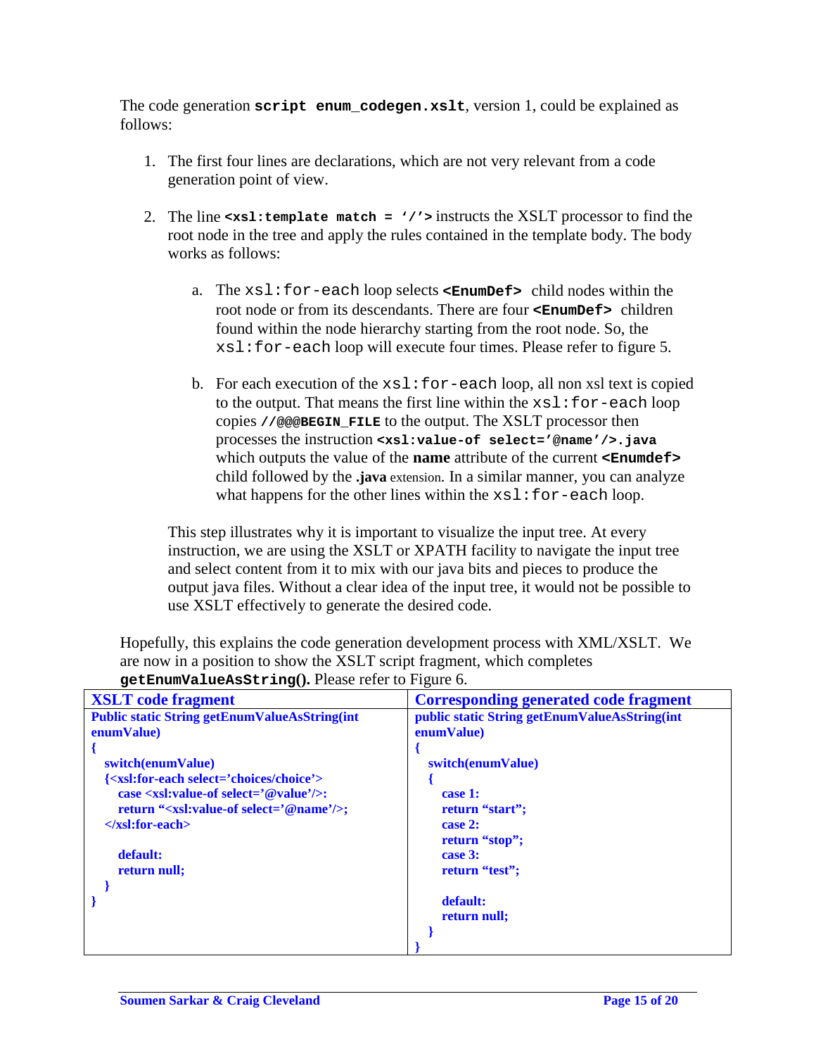The code generation **script enum_codegen.xslt**, version 1, could be explained as follows:

1. The first four lines are declarations, which are not very relevant from a code generation point of view.

2. The line **`<xsl:template match = '/'>`** instructs the XSLT processor to find the root node in the tree and apply the rules contained in the template body. The body works as follows:

   a. The `xsl:for-each` loop selects **`<EnumDef>`** child nodes within the root node or from its descendants. There are four **`<EnumDef>`** children found within the node hierarchy starting from the root node. So, the `xsl:for-each` loop will execute four times. Please refer to figure 5.

   b. For each execution of the `xsl:for-each` loop, all non xsl text is copied to the output. That means the first line within the `xsl:for-each` loop copies **`//@@@BEGIN_FILE`** to the output. The XSLT processor then processes the instruction **`<xsl:value-of select='@name'/>.java`** which outputs the value of the **name** attribute of the current **`<Enumdef>`** child followed by the **.java** extension. In a similar manner, you can analyze what happens for the other lines within the `xsl:for-each` loop.

   This step illustrates why it is important to visualize the input tree. At every instruction, we are using the XSLT or XPATH facility to navigate the input tree and select content from it to mix with our java bits and pieces to produce the output java files. Without a clear idea of the input tree, it would not be possible to use XSLT effectively to generate the desired code.

Hopefully, this explains the code generation development process with XML/XSLT. We are now in a position to show the XSLT script fragment, which completes **`getEnumValueAsString()`**. Please refer to Figure 6.

| XSLT code fragment | Corresponding generated code fragment |
|---|---|
| <pre>Public static String getEnumValueAsString(int<br>enumValue)<br>{<br>   switch(enumValue)<br>   {<xsl:for-each select='choices/choice'><br>      case <xsl:value-of select='@value'/>:<br>      return "<xsl:value-of select='@name'/>;<br>   </xsl:for-each><br><br>      default:<br>      return null;<br>   }<br>}</pre> | <pre>public static String getEnumValueAsString(int<br>enumValue)<br>{<br>   switch(enumValue)<br>   {<br>      case 1:<br>      return "start";<br>      case 2:<br>      return "stop";<br>      case 3:<br>      return "test";<br><br>      default:<br>      return null;<br>   }<br>}</pre> |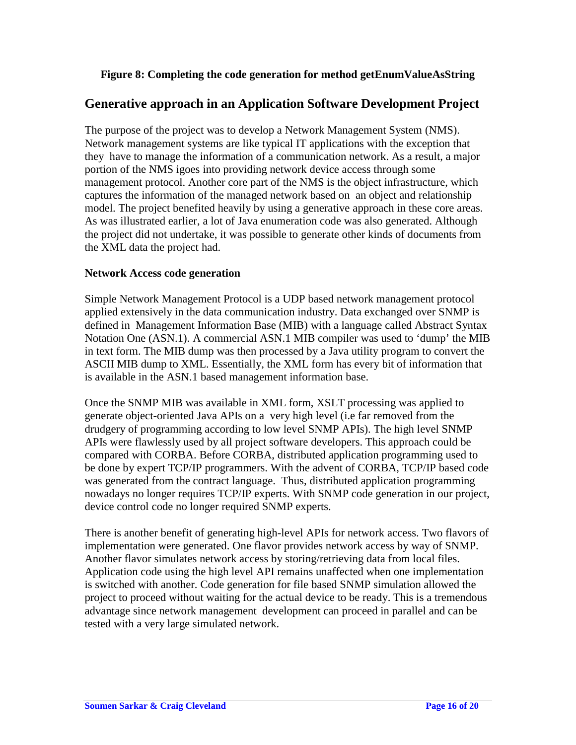**Figure 8: Completing the code generation for method getEnumValueAsString**

## Generative approach in an Application Software Development Project

The purpose of the project was to develop a Network Management System (NMS). Network management systems are like typical IT applications with the exception that they have to manage the information of a communication network. As a result, a major portion of the NMS igoes into providing network device access through some management protocol. Another core part of the NMS is the object infrastructure, which captures the information of the managed network based on an object and relationship model. The project benefited heavily by using a generative approach in these core areas. As was illustrated earlier, a lot of Java enumeration code was also generated. Although the project did not undertake, it was possible to generate other kinds of documents from the XML data the project had.

### Network Access code generation

Simple Network Management Protocol is a UDP based network management protocol applied extensively in the data communication industry. Data exchanged over SNMP is defined in Management Information Base (MIB) with a language called Abstract Syntax Notation One (ASN.1). A commercial ASN.1 MIB compiler was used to 'dump' the MIB in text form. The MIB dump was then processed by a Java utility program to convert the ASCII MIB dump to XML. Essentially, the XML form has every bit of information that is available in the ASN.1 based management information base.

Once the SNMP MIB was available in XML form, XSLT processing was applied to generate object-oriented Java APIs on a very high level (i.e far removed from the drudgery of programming according to low level SNMP APIs). The high level SNMP APIs were flawlessly used by all project software developers. This approach could be compared with CORBA. Before CORBA, distributed application programming used to be done by expert TCP/IP programmers. With the advent of CORBA, TCP/IP based code was generated from the contract language. Thus, distributed application programming nowadays no longer requires TCP/IP experts. With SNMP code generation in our project, device control code no longer required SNMP experts.

There is another benefit of generating high-level APIs for network access. Two flavors of implementation were generated. One flavor provides network access by way of SNMP. Another flavor simulates network access by storing/retrieving data from local files. Application code using the high level API remains unaffected when one implementation is switched with another. Code generation for file based SNMP simulation allowed the project to proceed without waiting for the actual device to be ready. This is a tremendous advantage since network management development can proceed in parallel and can be tested with a very large simulated network.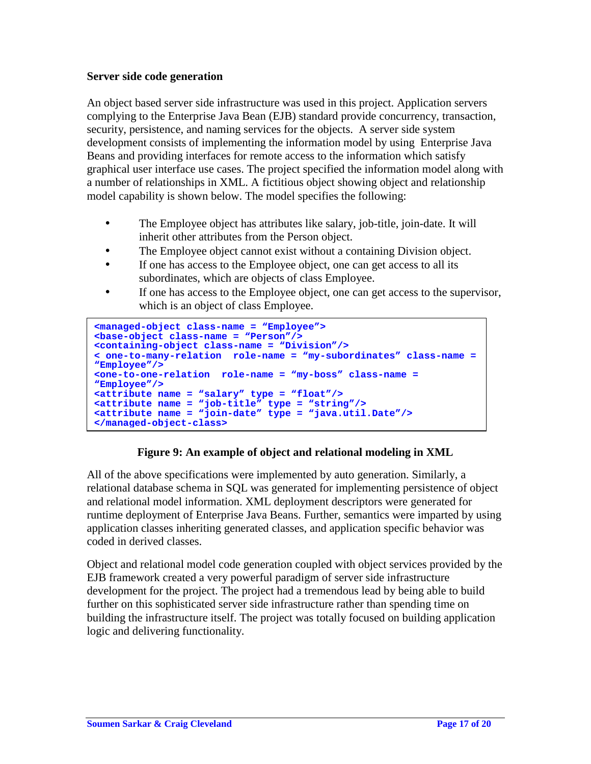### Server side code generation

An object based server side infrastructure was used in this project. Application servers complying to the Enterprise Java Bean (EJB) standard provide concurrency, transaction, security, persistence, and naming services for the objects. A server side system development consists of implementing the information model by using Enterprise Java Beans and providing interfaces for remote access to the information which satisfy graphical user interface use cases. The project specified the information model along with a number of relationships in XML. A fictitious object showing object and relationship model capability is shown below. The model specifies the following:

- The Employee object has attributes like salary, job-title, join-date. It will inherit other attributes from the Person object.
- The Employee object cannot exist without a containing Division object.
- If one has access to the Employee object, one can get access to all its subordinates, which are objects of class Employee.
- If one has access to the Employee object, one can get access to the supervisor, which is an object of class Employee.

```
<managed-object class-name = “Employee”>
<base-object class-name = “Person”/>
<containing-object class-name = “Division”/>
< one-to-many-relation  role-name = “my-subordinates” class-name =
“Employee”/>
<one-to-one-relation  role-name = “my-boss” class-name =
“Employee”/>
<attribute name = “salary” type = “float”/>
<attribute name = “job-title” type = “string”/>
<attribute name = “join-date” type = “java.util.Date”/>
</managed-object-class>
```

**Figure 9: An example of object and relational modeling in XML**

All of the above specifications were implemented by auto generation. Similarly, a relational database schema in SQL was generated for implementing persistence of object and relational model information. XML deployment descriptors were generated for runtime deployment of Enterprise Java Beans. Further, semantics were imparted by using application classes inheriting generated classes, and application specific behavior was coded in derived classes.

Object and relational model code generation coupled with object services provided by the EJB framework created a very powerful paradigm of server side infrastructure development for the project. The project had a tremendous lead by being able to build further on this sophisticated server side infrastructure rather than spending time on building the infrastructure itself. The project was totally focused on building application logic and delivering functionality.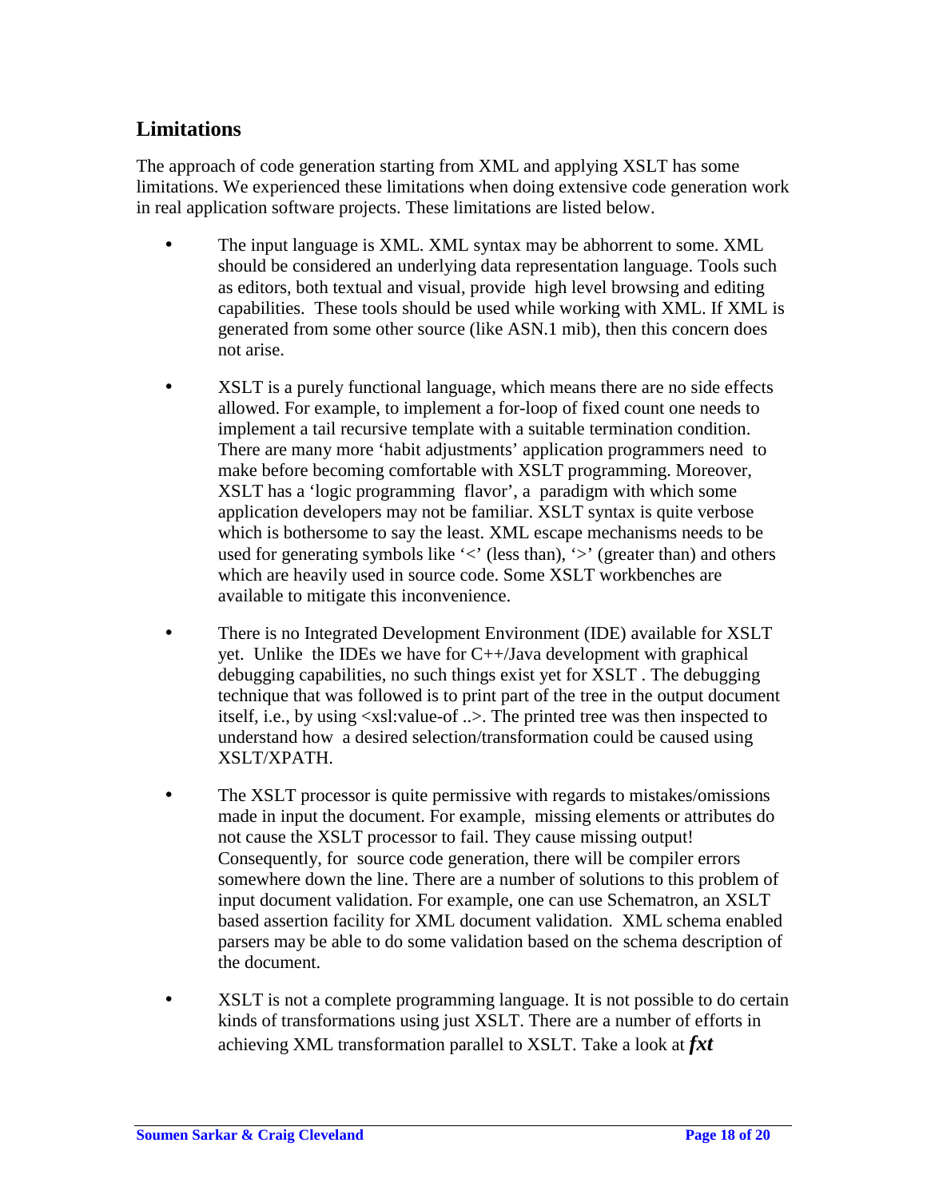## Limitations

The approach of code generation starting from XML and applying XSLT has some limitations. We experienced these limitations when doing extensive code generation work in real application software projects. These limitations are listed below.

- The input language is XML. XML syntax may be abhorrent to some. XML should be considered an underlying data representation language. Tools such as editors, both textual and visual, provide high level browsing and editing capabilities. These tools should be used while working with XML. If XML is generated from some other source (like ASN.1 mib), then this concern does not arise.

- XSLT is a purely functional language, which means there are no side effects allowed. For example, to implement a for-loop of fixed count one needs to implement a tail recursive template with a suitable termination condition. There are many more 'habit adjustments' application programmers need to make before becoming comfortable with XSLT programming. Moreover, XSLT has a 'logic programming flavor', a paradigm with which some application developers may not be familiar. XSLT syntax is quite verbose which is bothersome to say the least. XML escape mechanisms needs to be used for generating symbols like '<' (less than), '>' (greater than) and others which are heavily used in source code. Some XSLT workbenches are available to mitigate this inconvenience.

- There is no Integrated Development Environment (IDE) available for XSLT yet. Unlike the IDEs we have for C++/Java development with graphical debugging capabilities, no such things exist yet for XSLT . The debugging technique that was followed is to print part of the tree in the output document itself, i.e., by using <xsl:value-of ..>. The printed tree was then inspected to understand how a desired selection/transformation could be caused using XSLT/XPATH.

- The XSLT processor is quite permissive with regards to mistakes/omissions made in input the document. For example, missing elements or attributes do not cause the XSLT processor to fail. They cause missing output! Consequently, for source code generation, there will be compiler errors somewhere down the line. There are a number of solutions to this problem of input document validation. For example, one can use Schematron, an XSLT based assertion facility for XML document validation. XML schema enabled parsers may be able to do some validation based on the schema description of the document.

- XSLT is not a complete programming language. It is not possible to do certain kinds of transformations using just XSLT. There are a number of efforts in achieving XML transformation parallel to XSLT. Take a look at ***fxt***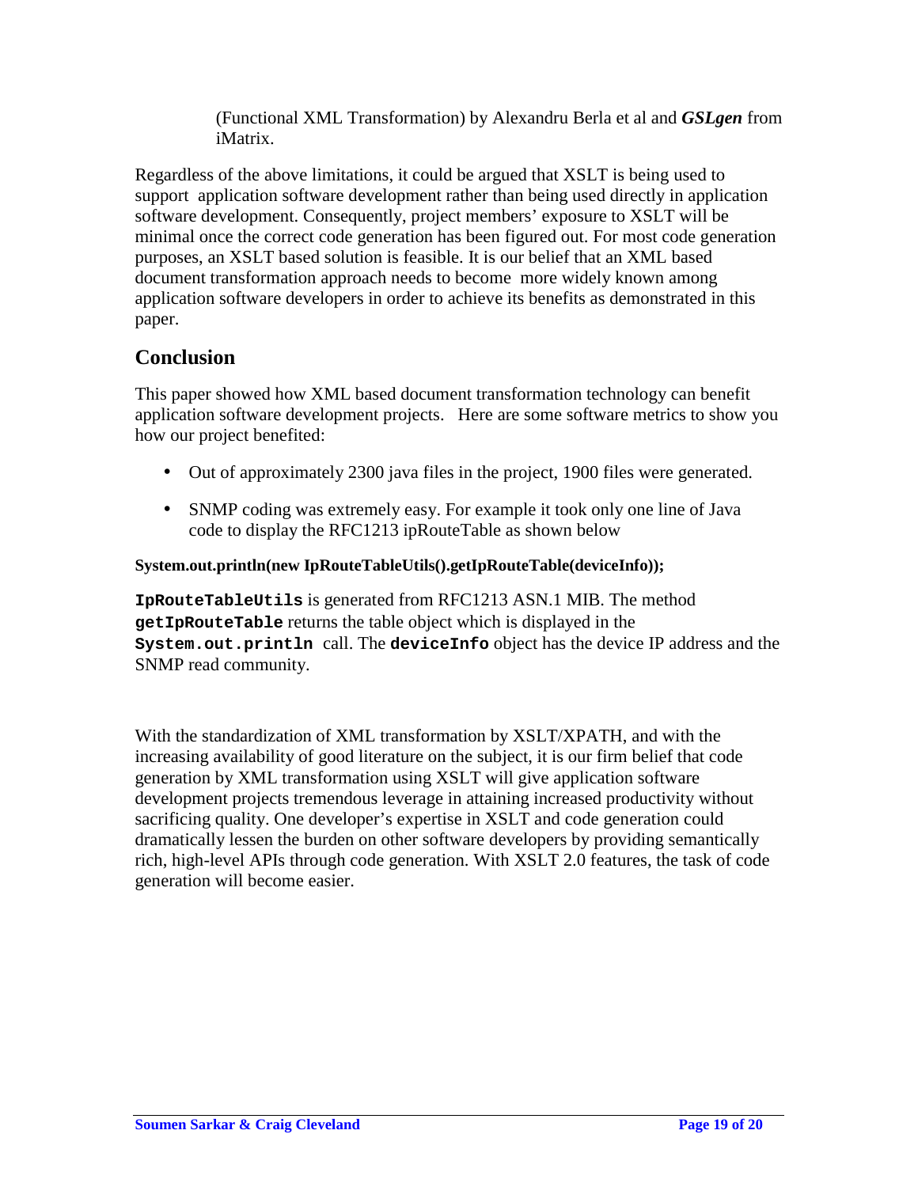(Functional XML Transformation) by Alexandru Berla et al and ***GSLgen*** from iMatrix.

Regardless of the above limitations, it could be argued that XSLT is being used to support application software development rather than being used directly in application software development. Consequently, project members' exposure to XSLT will be minimal once the correct code generation has been figured out. For most code generation purposes, an XSLT based solution is feasible. It is our belief that an XML based document transformation approach needs to become more widely known among application software developers in order to achieve its benefits as demonstrated in this paper.

## Conclusion

This paper showed how XML based document transformation technology can benefit application software development projects. Here are some software metrics to show you how our project benefited:

- Out of approximately 2300 java files in the project, 1900 files were generated.
- SNMP coding was extremely easy. For example it took only one line of Java code to display the RFC1213 ipRouteTable as shown below

```
System.out.println(new IpRouteTableUtils().getIpRouteTable(deviceInfo));
```

**`IpRouteTableUtils`** is generated from RFC1213 ASN.1 MIB. The method **`getIpRouteTable`** returns the table object which is displayed in the **`System.out.println`** call. The **`deviceInfo`** object has the device IP address and the SNMP read community.

With the standardization of XML transformation by XSLT/XPATH, and with the increasing availability of good literature on the subject, it is our firm belief that code generation by XML transformation using XSLT will give application software development projects tremendous leverage in attaining increased productivity without sacrificing quality. One developer's expertise in XSLT and code generation could dramatically lessen the burden on other software developers by providing semantically rich, high-level APIs through code generation. With XSLT 2.0 features, the task of code generation will become easier.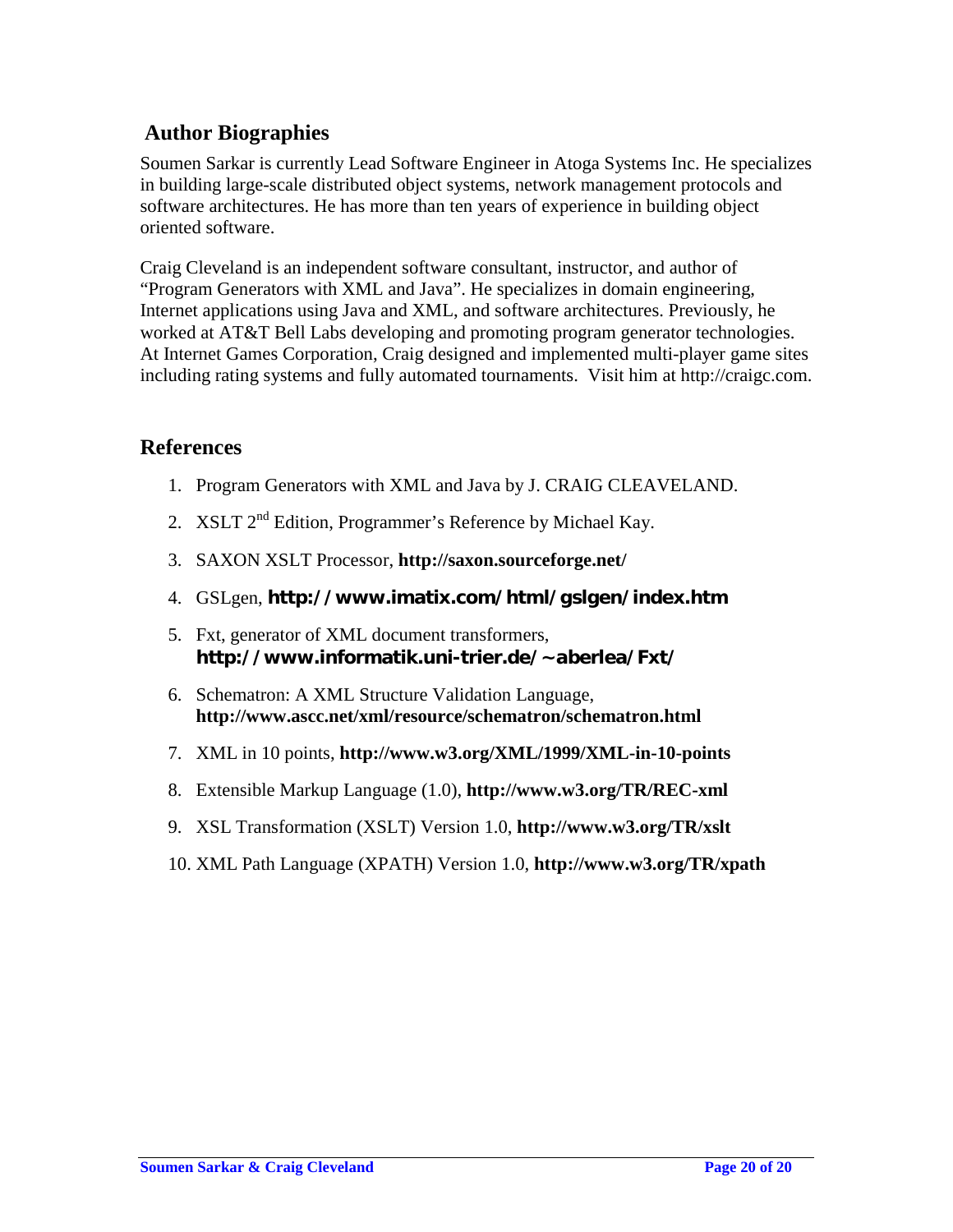## Author Biographies

Soumen Sarkar is currently Lead Software Engineer in Atoga Systems Inc. He specializes in building large-scale distributed object systems, network management protocols and software architectures. He has more than ten years of experience in building object oriented software.

Craig Cleveland is an independent software consultant, instructor, and author of "Program Generators with XML and Java". He specializes in domain engineering, Internet applications using Java and XML, and software architectures. Previously, he worked at AT&T Bell Labs developing and promoting program generator technologies. At Internet Games Corporation, Craig designed and implemented multi-player game sites including rating systems and fully automated tournaments. Visit him at http://craigc.com.

## References

1. Program Generators with XML and Java by J. CRAIG CLEAVELAND.
2. XSLT 2nd Edition, Programmer's Reference by Michael Kay.
3. SAXON XSLT Processor, **http://saxon.sourceforge.net/**
4. GSLgen, **http://www.imatix.com/html/gslgen/index.htm**
5. Fxt, generator of XML document transformers, **http://www.informatik.uni-trier.de/~aberlea/Fxt/**
6. Schematron: A XML Structure Validation Language, **http://www.ascc.net/xml/resource/schematron/schematron.html**
7. XML in 10 points, **http://www.w3.org/XML/1999/XML-in-10-points**
8. Extensible Markup Language (1.0), **http://www.w3.org/TR/REC-xml**
9. XSL Transformation (XSLT) Version 1.0, **http://www.w3.org/TR/xslt**
10. XML Path Language (XPATH) Version 1.0, **http://www.w3.org/TR/xpath**